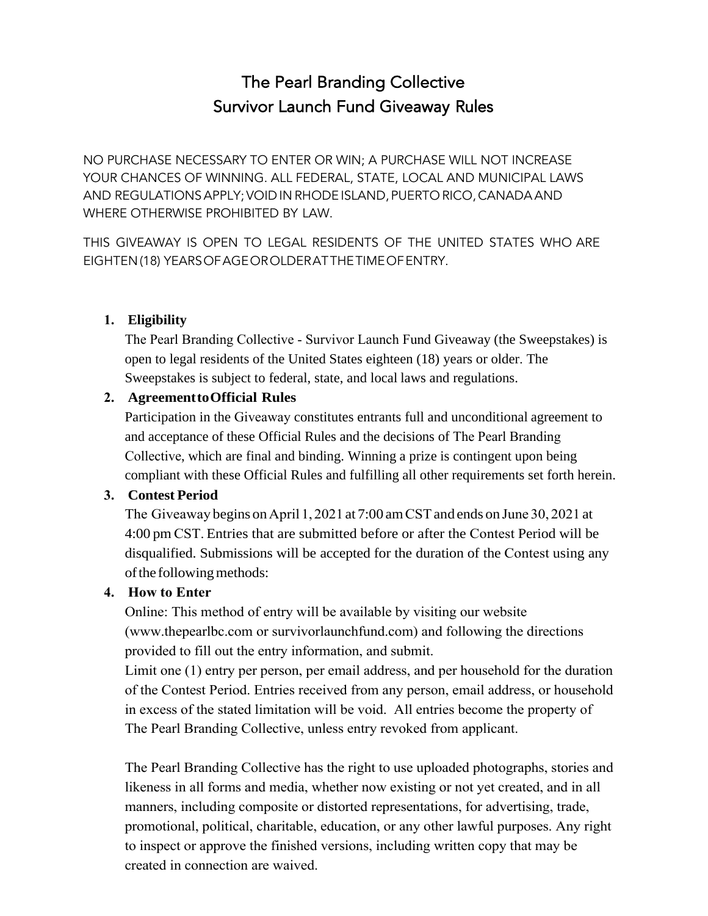# The Pearl Branding Collective
# Survivor Launch Fund Giveaway Rules

NO PURCHASE NECESSARY TO ENTER OR WIN; A PURCHASE WILL NOT INCREASE YOUR CHANCES OF WINNING. ALL FEDERAL, STATE, LOCAL AND MUNICIPAL LAWS AND REGULATIONS APPLY; VOID IN RHODE ISLAND, PUERTO RICO, CANADA AND WHERE OTHERWISE PROHIBITED BY LAW.

THIS GIVEAWAY IS OPEN TO LEGAL RESIDENTS OF THE UNITED STATES WHO ARE EIGHTEN (18) YEARS OF AGE OR OLDER AT THE TIME OF ENTRY.

1. **Eligibility**
   The Pearl Branding Collective - Survivor Launch Fund Giveaway (the Sweepstakes) is open to legal residents of the United States eighteen (18) years or older. The Sweepstakes is subject to federal, state, and local laws and regulations.

2. **Agreement to Official Rules**
   Participation in the Giveaway constitutes entrants full and unconditional agreement to and acceptance of these Official Rules and the decisions of The Pearl Branding Collective, which are final and binding. Winning a prize is contingent upon being compliant with these Official Rules and fulfilling all other requirements set forth herein.

3. **Contest Period**
   The Giveaway begins on April 1, 2021 at 7:00 am CST and ends on June 30, 2021 at 4:00 pm CST. Entries that are submitted before or after the Contest Period will be disqualified. Submissions will be accepted for the duration of the Contest using any of the following methods:

4. **How to Enter**
   Online: This method of entry will be available by visiting our website (www.thepearlbc.com or survivorlaunchfund.com) and following the directions provided to fill out the entry information, and submit.
   Limit one (1) entry per person, per email address, and per household for the duration of the Contest Period. Entries received from any person, email address, or household in excess of the stated limitation will be void. All entries become the property of The Pearl Branding Collective, unless entry revoked from applicant.

   The Pearl Branding Collective has the right to use uploaded photographs, stories and likeness in all forms and media, whether now existing or not yet created, and in all manners, including composite or distorted representations, for advertising, trade, promotional, political, charitable, education, or any other lawful purposes. Any right to inspect or approve the finished versions, including written copy that may be created in connection are waived.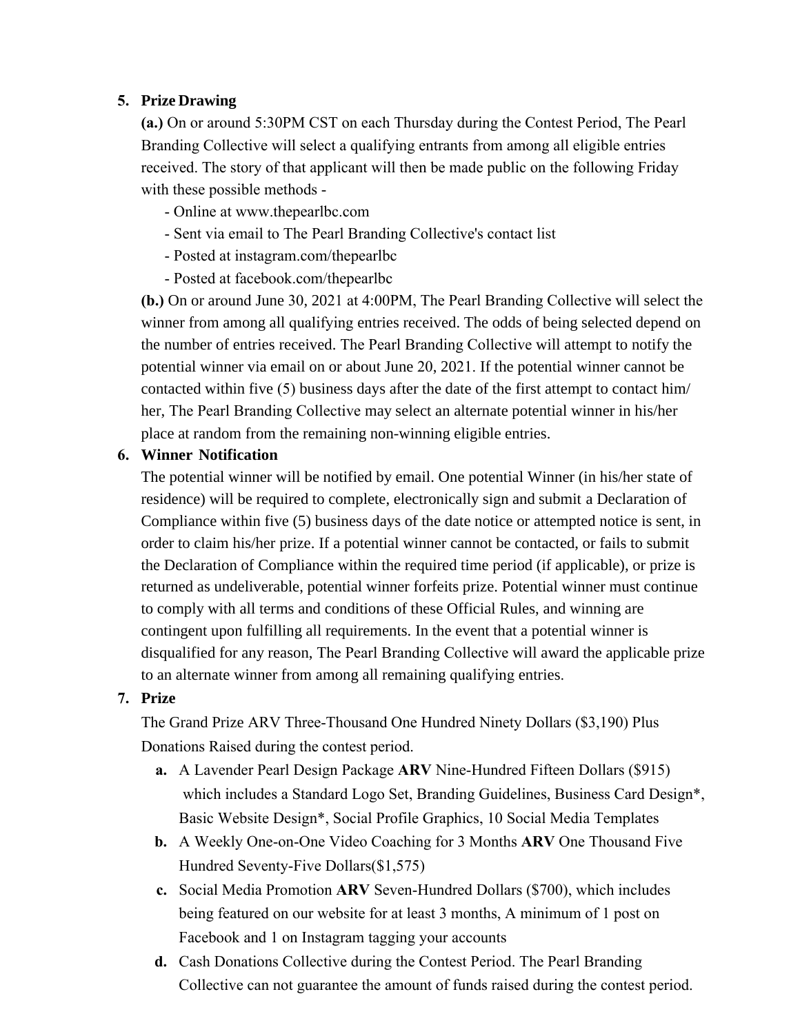5. **Prize Drawing**

   **(a.)** On or around 5:30PM CST on each Thursday during the Contest Period, The Pearl Branding Collective will select a qualifying entrants from among all eligible entries received. The story of that applicant will then be made public on the following Friday with these possible methods -

   - Online at www.thepearlbc.com
   - Sent via email to The Pearl Branding Collective's contact list
   - Posted at instagram.com/thepearlbc
   - Posted at facebook.com/thepearlbc

   **(b.)** On or around June 30, 2021 at 4:00PM, The Pearl Branding Collective will select the winner from among all qualifying entries received. The odds of being selected depend on the number of entries received. The Pearl Branding Collective will attempt to notify the potential winner via email on or about June 20, 2021. If the potential winner cannot be contacted within five (5) business days after the date of the first attempt to contact him/her, The Pearl Branding Collective may select an alternate potential winner in his/her place at random from the remaining non-winning eligible entries.

6. **Winner Notification**

   The potential winner will be notified by email. One potential Winner (in his/her state of residence) will be required to complete, electronically sign and submit a Declaration of Compliance within five (5) business days of the date notice or attempted notice is sent, in order to claim his/her prize. If a potential winner cannot be contacted, or fails to submit the Declaration of Compliance within the required time period (if applicable), or prize is returned as undeliverable, potential winner forfeits prize. Potential winner must continue to comply with all terms and conditions of these Official Rules, and winning are contingent upon fulfilling all requirements. In the event that a potential winner is disqualified for any reason, The Pearl Branding Collective will award the applicable prize to an alternate winner from among all remaining qualifying entries.

7. **Prize**

   The Grand Prize ARV Three-Thousand One Hundred Ninety Dollars ($3,190) Plus Donations Raised during the contest period.

   a. A Lavender Pearl Design Package **ARV** Nine-Hundred Fifteen Dollars ($915) which includes a Standard Logo Set, Branding Guidelines, Business Card Design*, Basic Website Design*, Social Profile Graphics, 10 Social Media Templates
   b. A Weekly One-on-One Video Coaching for 3 Months **ARV** One Thousand Five Hundred Seventy-Five Dollars($1,575)
   c. Social Media Promotion **ARV** Seven-Hundred Dollars ($700), which includes being featured on our website for at least 3 months, A minimum of 1 post on Facebook and 1 on Instagram tagging your accounts
   d. Cash Donations Collective during the Contest Period. The Pearl Branding Collective can not guarantee the amount of funds raised during the contest period.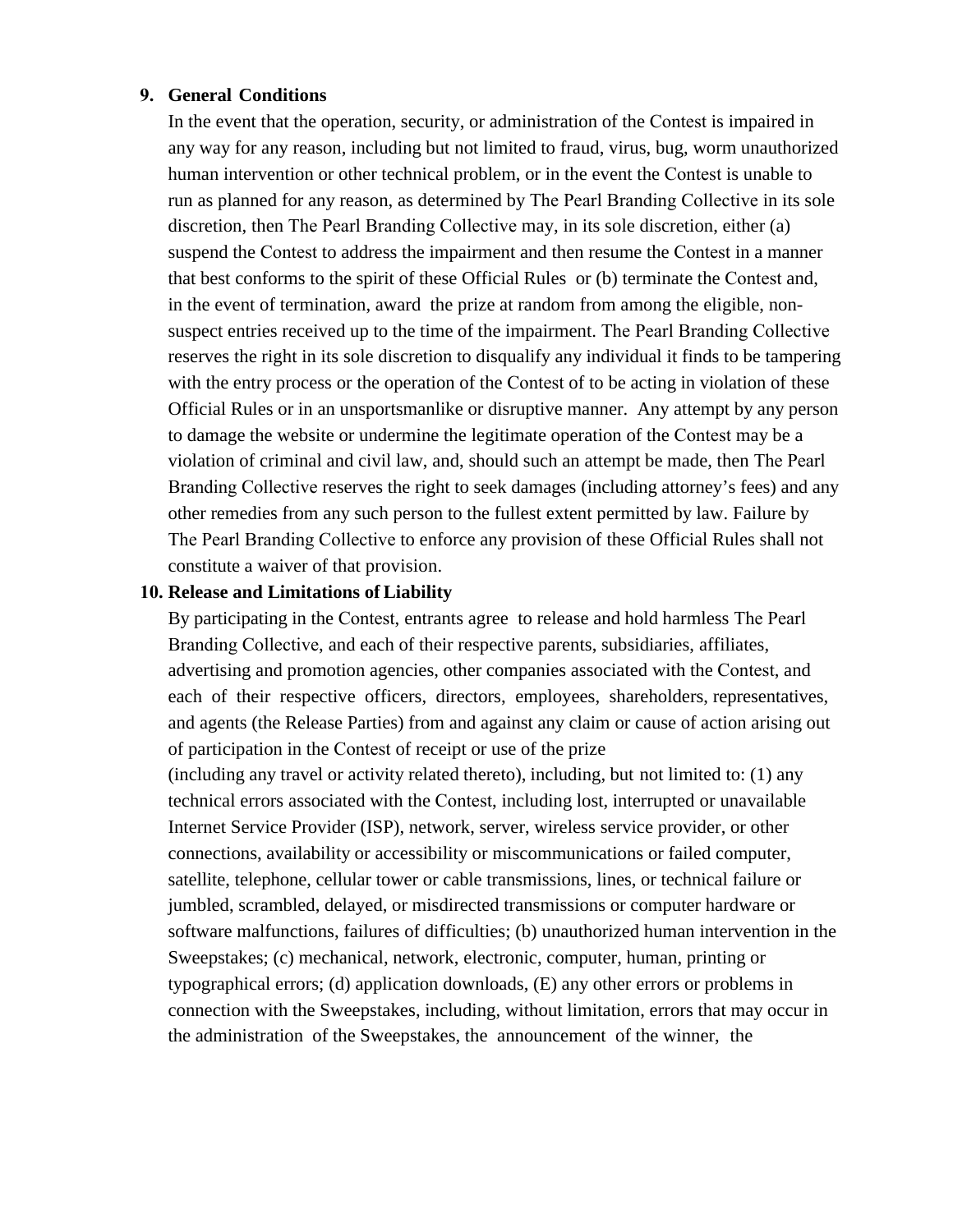9. **General Conditions**

   In the event that the operation, security, or administration of the Contest is impaired in any way for any reason, including but not limited to fraud, virus, bug, worm unauthorized human intervention or other technical problem, or in the event the Contest is unable to run as planned for any reason, as determined by The Pearl Branding Collective in its sole discretion, then The Pearl Branding Collective may, in its sole discretion, either (a) suspend the Contest to address the impairment and then resume the Contest in a manner that best conforms to the spirit of these Official Rules or (b) terminate the Contest and, in the event of termination, award the prize at random from among the eligible, non-suspect entries received up to the time of the impairment. The Pearl Branding Collective reserves the right in its sole discretion to disqualify any individual it finds to be tampering with the entry process or the operation of the Contest of to be acting in violation of these Official Rules or in an unsportsmanlike or disruptive manner. Any attempt by any person to damage the website or undermine the legitimate operation of the Contest may be a violation of criminal and civil law, and, should such an attempt be made, then The Pearl Branding Collective reserves the right to seek damages (including attorney's fees) and any other remedies from any such person to the fullest extent permitted by law. Failure by The Pearl Branding Collective to enforce any provision of these Official Rules shall not constitute a waiver of that provision.

10. **Release and Limitations of Liability**

    By participating in the Contest, entrants agree to release and hold harmless The Pearl Branding Collective, and each of their respective parents, subsidiaries, affiliates, advertising and promotion agencies, other companies associated with the Contest, and each of their respective officers, directors, employees, shareholders, representatives, and agents (the Release Parties) from and against any claim or cause of action arising out of participation in the Contest of receipt or use of the prize (including any travel or activity related thereto), including, but not limited to: (1) any technical errors associated with the Contest, including lost, interrupted or unavailable Internet Service Provider (ISP), network, server, wireless service provider, or other connections, availability or accessibility or miscommunications or failed computer, satellite, telephone, cellular tower or cable transmissions, lines, or technical failure or jumbled, scrambled, delayed, or misdirected transmissions or computer hardware or software malfunctions, failures of difficulties; (b) unauthorized human intervention in the Sweepstakes; (c) mechanical, network, electronic, computer, human, printing or typographical errors; (d) application downloads, (E) any other errors or problems in connection with the Sweepstakes, including, without limitation, errors that may occur in the administration of the Sweepstakes, the announcement of the winner, the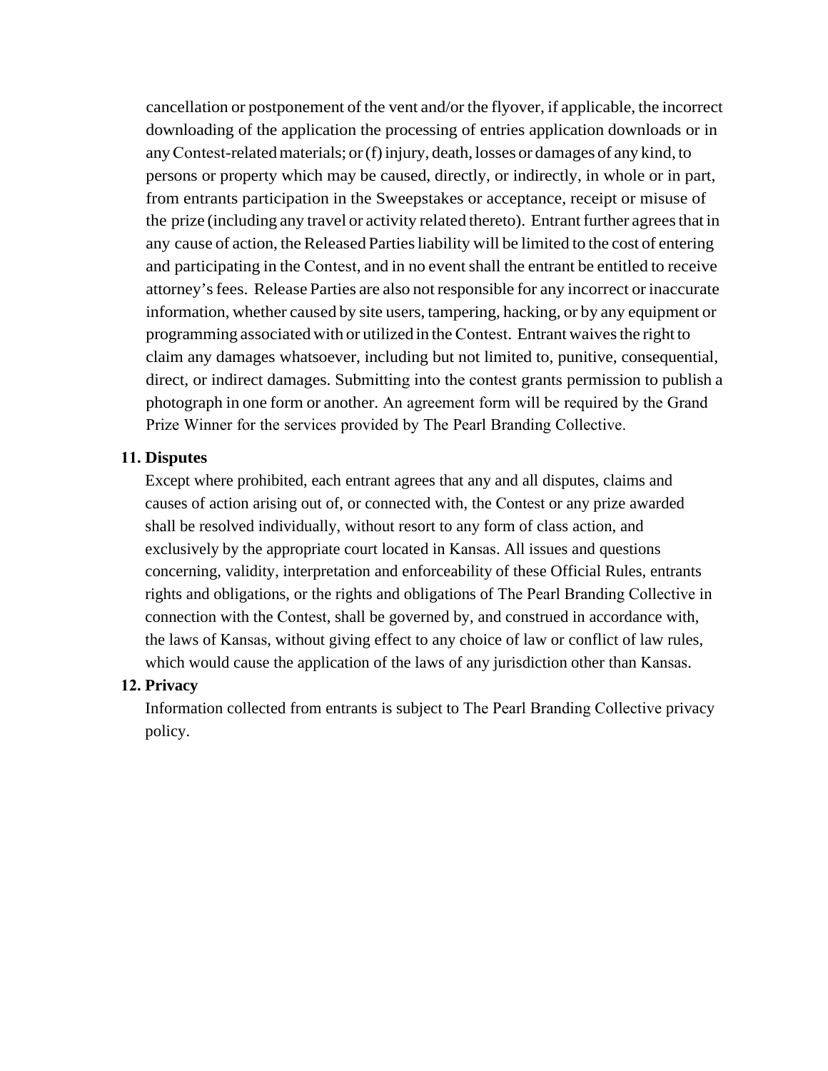cancellation or postponement of the vent and/or the flyover, if applicable, the incorrect downloading of the application the processing of entries application downloads or in any Contest-related materials; or (f) injury, death, losses or damages of any kind, to persons or property which may be caused, directly, or indirectly, in whole or in part, from entrants participation in the Sweepstakes or acceptance, receipt or misuse of the prize (including any travel or activity related thereto). Entrant further agrees that in any cause of action, the Released Parties liability will be limited to the cost of entering and participating in the Contest, and in no event shall the entrant be entitled to receive attorney's fees. Release Parties are also not responsible for any incorrect or inaccurate information, whether caused by site users, tampering, hacking, or by any equipment or programming associated with or utilized in the Contest. Entrant waives the right to claim any damages whatsoever, including but not limited to, punitive, consequential, direct, or indirect damages. Submitting into the contest grants permission to publish a photograph in one form or another. An agreement form will be required by the Grand Prize Winner for the services provided by The Pearl Branding Collective.

**11. Disputes**

Except where prohibited, each entrant agrees that any and all disputes, claims and causes of action arising out of, or connected with, the Contest or any prize awarded shall be resolved individually, without resort to any form of class action, and exclusively by the appropriate court located in Kansas. All issues and questions concerning, validity, interpretation and enforceability of these Official Rules, entrants rights and obligations, or the rights and obligations of The Pearl Branding Collective in connection with the Contest, shall be governed by, and construed in accordance with, the laws of Kansas, without giving effect to any choice of law or conflict of law rules, which would cause the application of the laws of any jurisdiction other than Kansas.

**12. Privacy**

Information collected from entrants is subject to The Pearl Branding Collective privacy policy.